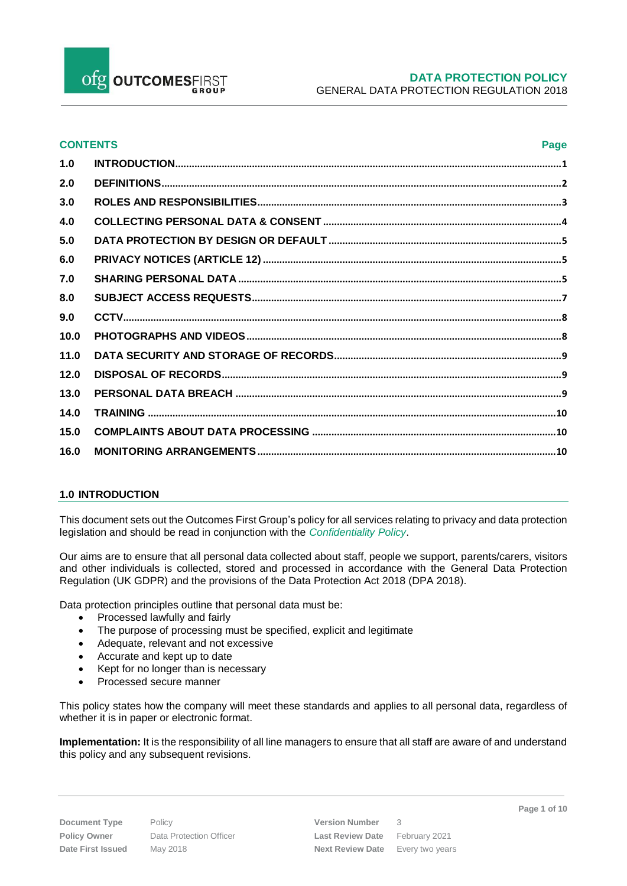# DATA PROTECTION POLICY

GENERAL DATA PROTECTION REGULATION 2018

**CONTENTS** **Page**

| | | |
|---|---|---|
| 1.0 | INTRODUCTION | 1 |
| 2.0 | DEFINITIONS | 2 |
| 3.0 | ROLES AND RESPONSIBILITIES | 3 |
| 4.0 | COLLECTING PERSONAL DATA & CONSENT | 4 |
| 5.0 | DATA PROTECTION BY DESIGN OR DEFAULT | 5 |
| 6.0 | PRIVACY NOTICES (ARTICLE 12) | 5 |
| 7.0 | SHARING PERSONAL DATA | 5 |
| 8.0 | SUBJECT ACCESS REQUESTS | 7 |
| 9.0 | CCTV | 8 |
| 10.0 | PHOTOGRAPHS AND VIDEOS | 8 |
| 11.0 | DATA SECURITY AND STORAGE OF RECORDS | 9 |
| 12.0 | DISPOSAL OF RECORDS | 9 |
| 13.0 | PERSONAL DATA BREACH | 9 |
| 14.0 | TRAINING | 10 |
| 15.0 | COMPLAINTS ABOUT DATA PROCESSING | 10 |
| 16.0 | MONITORING ARRANGEMENTS | 10 |

## 1.0 INTRODUCTION

This document sets out the Outcomes First Group's policy for all services relating to privacy and data protection legislation and should be read in conjunction with the *Confidentiality Policy*.

Our aims are to ensure that all personal data collected about staff, people we support, parents/carers, visitors and other individuals is collected, stored and processed in accordance with the General Data Protection Regulation (UK GDPR) and the provisions of the Data Protection Act 2018 (DPA 2018).

Data protection principles outline that personal data must be:

- Processed lawfully and fairly
- The purpose of processing must be specified, explicit and legitimate
- Adequate, relevant and not excessive
- Accurate and kept up to date
- Kept for no longer than is necessary
- Processed secure manner

This policy states how the company will meet these standards and applies to all personal data, regardless of whether it is in paper or electronic format.

**Implementation:** It is the responsibility of all line managers to ensure that all staff are aware of and understand this policy and any subsequent revisions.

| | | | |
|---|---|---|---|
| **Document Type** | Policy | **Version Number** | 3 |
| **Policy Owner** | Data Protection Officer | **Last Review Date** | February 2021 |
| **Date First Issued** | May 2018 | **Next Review Date** | Every two years |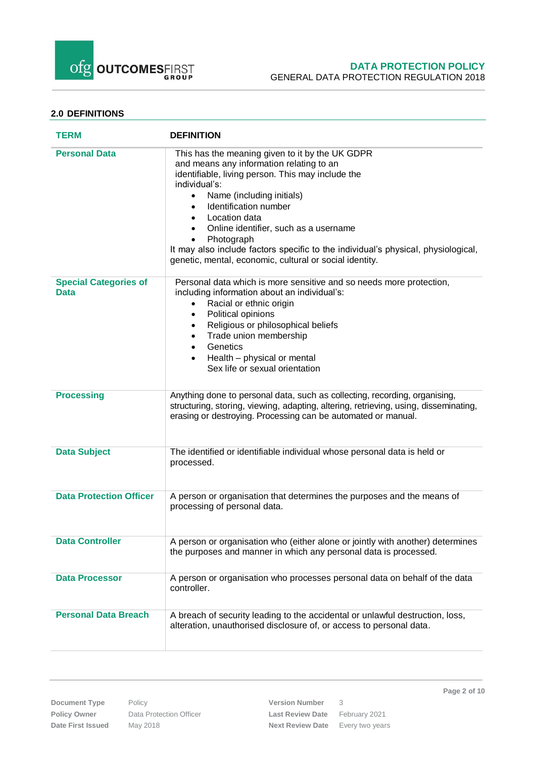## 2.0 DEFINITIONS

| TERM | DEFINITION |
|---|---|
| **Personal Data** | This has the meaning given to it by the UK GDPR and means any information relating to an identifiable, living person. This may include the individual's:<br>• Name (including initials)<br>• Identification number<br>• Location data<br>• Online identifier, such as a username<br>• Photograph<br>It may also include factors specific to the individual's physical, physiological, genetic, mental, economic, cultural or social identity. |
| **Special Categories of Data** | Personal data which is more sensitive and so needs more protection, including information about an individual's:<br>• Racial or ethnic origin<br>• Political opinions<br>• Religious or philosophical beliefs<br>• Trade union membership<br>• Genetics<br>• Health – physical or mental<br>Sex life or sexual orientation |
| **Processing** | Anything done to personal data, such as collecting, recording, organising, structuring, storing, viewing, adapting, altering, retrieving, using, disseminating, erasing or destroying. Processing can be automated or manual. |
| **Data Subject** | The identified or identifiable individual whose personal data is held or processed. |
| **Data Protection Officer** | A person or organisation that determines the purposes and the means of processing of personal data. |
| **Data Controller** | A person or organisation who (either alone or jointly with another) determines the purposes and manner in which any personal data is processed. |
| **Data Processor** | A person or organisation who processes personal data on behalf of the data controller. |
| **Personal Data Breach** | A breach of security leading to the accidental or unlawful destruction, loss, alteration, unauthorised disclosure of, or access to personal data. |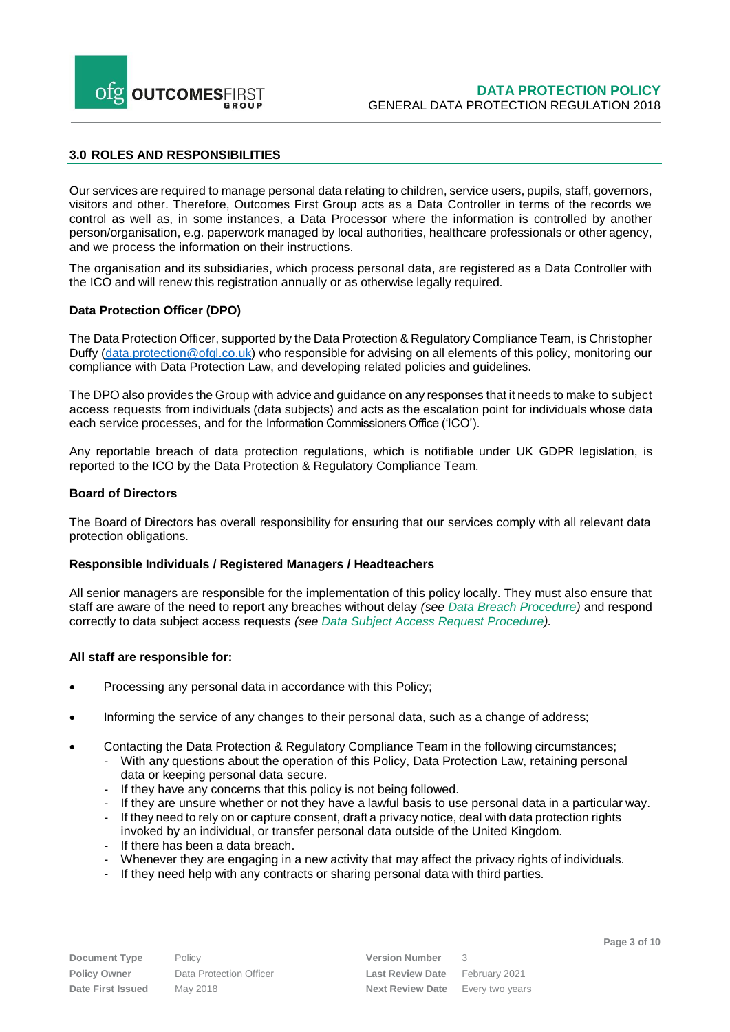## 3.0 ROLES AND RESPONSIBILITIES

Our services are required to manage personal data relating to children, service users, pupils, staff, governors, visitors and other. Therefore, Outcomes First Group acts as a Data Controller in terms of the records we control as well as, in some instances, a Data Processor where the information is controlled by another person/organisation, e.g. paperwork managed by local authorities, healthcare professionals or other agency, and we process the information on their instructions.

The organisation and its subsidiaries, which process personal data, are registered as a Data Controller with the ICO and will renew this registration annually or as otherwise legally required.

### Data Protection Officer (DPO)

The Data Protection Officer, supported by the Data Protection & Regulatory Compliance Team, is Christopher Duffy (data.protection@ofgl.co.uk) who responsible for advising on all elements of this policy, monitoring our compliance with Data Protection Law, and developing related policies and guidelines.

The DPO also provides the Group with advice and guidance on any responses that it needs to make to subject access requests from individuals (data subjects) and acts as the escalation point for individuals whose data each service processes, and for the Information Commissioners Office ('ICO').

Any reportable breach of data protection regulations, which is notifiable under UK GDPR legislation, is reported to the ICO by the Data Protection & Regulatory Compliance Team.

### Board of Directors

The Board of Directors has overall responsibility for ensuring that our services comply with all relevant data protection obligations.

### Responsible Individuals / Registered Managers / Headteachers

All senior managers are responsible for the implementation of this policy locally. They must also ensure that staff are aware of the need to report any breaches without delay *(see Data Breach Procedure)* and respond correctly to data subject access requests *(see Data Subject Access Request Procedure)*.

### All staff are responsible for:

- Processing any personal data in accordance with this Policy;
- Informing the service of any changes to their personal data, such as a change of address;
- Contacting the Data Protection & Regulatory Compliance Team in the following circumstances;
  - With any questions about the operation of this Policy, Data Protection Law, retaining personal data or keeping personal data secure.
  - If they have any concerns that this policy is not being followed.
  - If they are unsure whether or not they have a lawful basis to use personal data in a particular way.
  - If they need to rely on or capture consent, draft a privacy notice, deal with data protection rights invoked by an individual, or transfer personal data outside of the United Kingdom.
  - If there has been a data breach.
  - Whenever they are engaging in a new activity that may affect the privacy rights of individuals.
  - If they need help with any contracts or sharing personal data with third parties.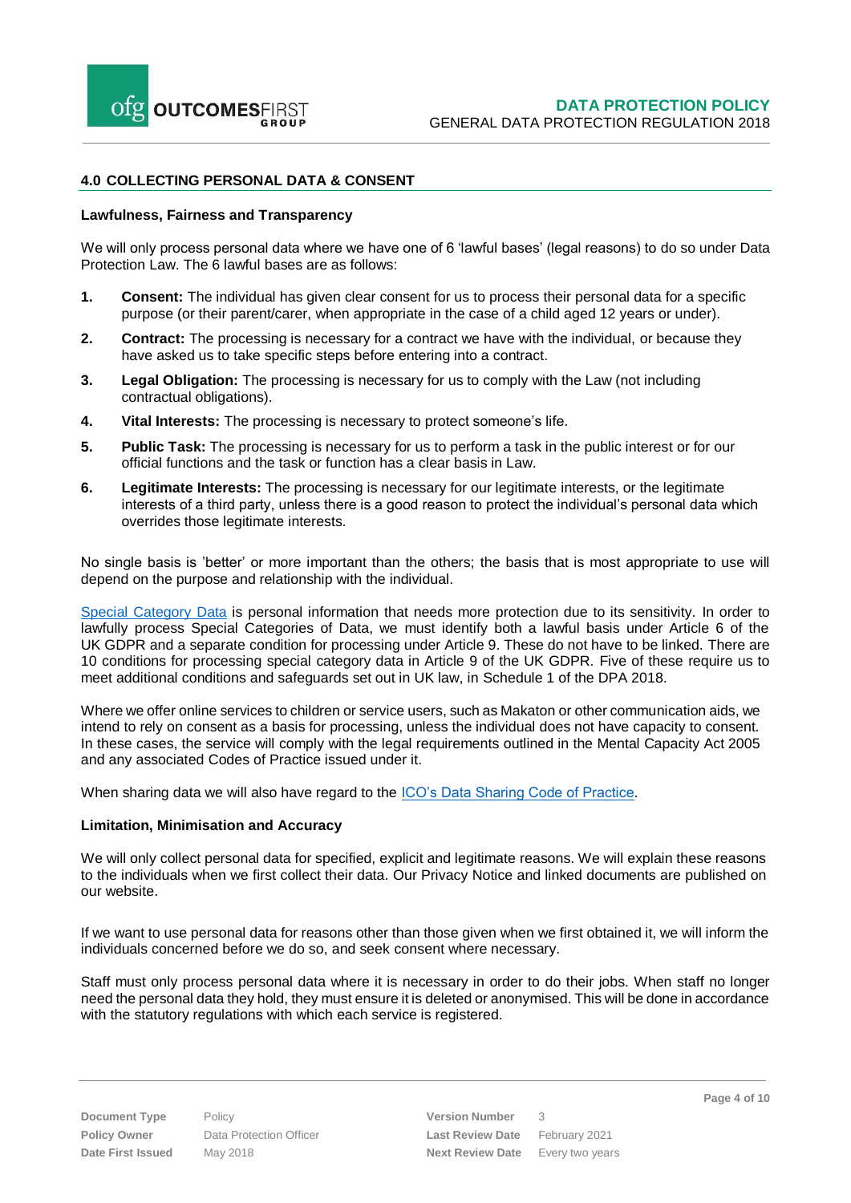## 4.0 COLLECTING PERSONAL DATA & CONSENT

### Lawfulness, Fairness and Transparency

We will only process personal data where we have one of 6 'lawful bases' (legal reasons) to do so under Data Protection Law. The 6 lawful bases are as follows:

1. **Consent:** The individual has given clear consent for us to process their personal data for a specific purpose (or their parent/carer, when appropriate in the case of a child aged 12 years or under).
2. **Contract:** The processing is necessary for a contract we have with the individual, or because they have asked us to take specific steps before entering into a contract.
3. **Legal Obligation:** The processing is necessary for us to comply with the Law (not including contractual obligations).
4. **Vital Interests:** The processing is necessary to protect someone's life.
5. **Public Task:** The processing is necessary for us to perform a task in the public interest or for our official functions and the task or function has a clear basis in Law.
6. **Legitimate Interests:** The processing is necessary for our legitimate interests, or the legitimate interests of a third party, unless there is a good reason to protect the individual's personal data which overrides those legitimate interests.

No single basis is 'better' or more important than the others; the basis that is most appropriate to use will depend on the purpose and relationship with the individual.

Special Category Data is personal information that needs more protection due to its sensitivity. In order to lawfully process Special Categories of Data, we must identify both a lawful basis under Article 6 of the UK GDPR and a separate condition for processing under Article 9. These do not have to be linked. There are 10 conditions for processing special category data in Article 9 of the UK GDPR. Five of these require us to meet additional conditions and safeguards set out in UK law, in Schedule 1 of the DPA 2018.

Where we offer online services to children or service users, such as Makaton or other communication aids, we intend to rely on consent as a basis for processing, unless the individual does not have capacity to consent. In these cases, the service will comply with the legal requirements outlined in the Mental Capacity Act 2005 and any associated Codes of Practice issued under it.

When sharing data we will also have regard to the ICO's Data Sharing Code of Practice.

### Limitation, Minimisation and Accuracy

We will only collect personal data for specified, explicit and legitimate reasons. We will explain these reasons to the individuals when we first collect their data. Our Privacy Notice and linked documents are published on our website.

If we want to use personal data for reasons other than those given when we first obtained it, we will inform the individuals concerned before we do so, and seek consent where necessary.

Staff must only process personal data where it is necessary in order to do their jobs. When staff no longer need the personal data they hold, they must ensure it is deleted or anonymised. This will be done in accordance with the statutory regulations with which each service is registered.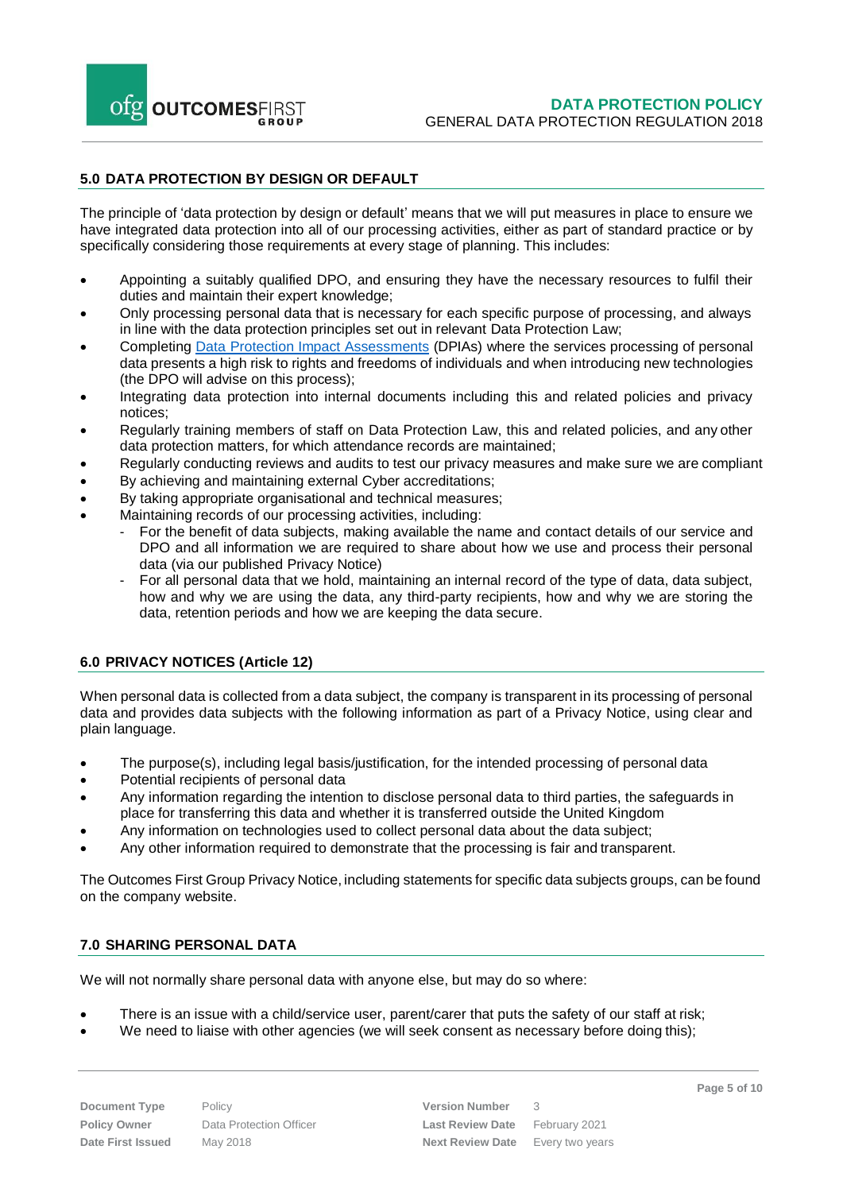## 5.0 DATA PROTECTION BY DESIGN OR DEFAULT

The principle of 'data protection by design or default' means that we will put measures in place to ensure we have integrated data protection into all of our processing activities, either as part of standard practice or by specifically considering those requirements at every stage of planning. This includes:

- Appointing a suitably qualified DPO, and ensuring they have the necessary resources to fulfil their duties and maintain their expert knowledge;
- Only processing personal data that is necessary for each specific purpose of processing, and always in line with the data protection principles set out in relevant Data Protection Law;
- Completing [Data Protection Impact Assessments](#) (DPIAs) where the services processing of personal data presents a high risk to rights and freedoms of individuals and when introducing new technologies (the DPO will advise on this process);
- Integrating data protection into internal documents including this and related policies and privacy notices;
- Regularly training members of staff on Data Protection Law, this and related policies, and any other data protection matters, for which attendance records are maintained;
- Regularly conducting reviews and audits to test our privacy measures and make sure we are compliant
- By achieving and maintaining external Cyber accreditations;
- By taking appropriate organisational and technical measures;
- Maintaining records of our processing activities, including:
  - For the benefit of data subjects, making available the name and contact details of our service and DPO and all information we are required to share about how we use and process their personal data (via our published Privacy Notice)
  - For all personal data that we hold, maintaining an internal record of the type of data, data subject, how and why we are using the data, any third-party recipients, how and why we are storing the data, retention periods and how we are keeping the data secure.

## 6.0 PRIVACY NOTICES (Article 12)

When personal data is collected from a data subject, the company is transparent in its processing of personal data and provides data subjects with the following information as part of a Privacy Notice, using clear and plain language.

- The purpose(s), including legal basis/justification, for the intended processing of personal data
- Potential recipients of personal data
- Any information regarding the intention to disclose personal data to third parties, the safeguards in place for transferring this data and whether it is transferred outside the United Kingdom
- Any information on technologies used to collect personal data about the data subject;
- Any other information required to demonstrate that the processing is fair and transparent.

The Outcomes First Group Privacy Notice, including statements for specific data subjects groups, can be found on the company website.

## 7.0 SHARING PERSONAL DATA

We will not normally share personal data with anyone else, but may do so where:

- There is an issue with a child/service user, parent/carer that puts the safety of our staff at risk;
- We need to liaise with other agencies (we will seek consent as necessary before doing this);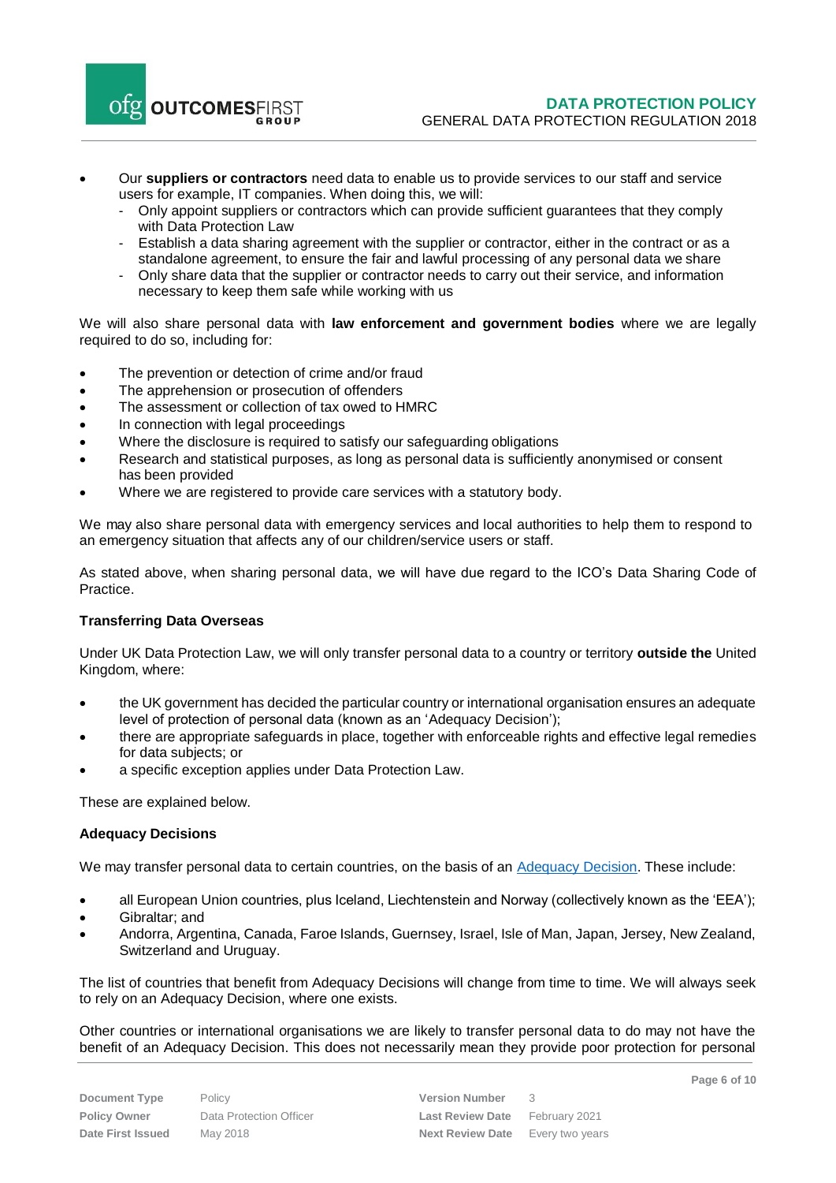- Our **suppliers or contractors** need data to enable us to provide services to our staff and service users for example, IT companies. When doing this, we will:
  - Only appoint suppliers or contractors which can provide sufficient guarantees that they comply with Data Protection Law
  - Establish a data sharing agreement with the supplier or contractor, either in the contract or as a standalone agreement, to ensure the fair and lawful processing of any personal data we share
  - Only share data that the supplier or contractor needs to carry out their service, and information necessary to keep them safe while working with us

We will also share personal data with **law enforcement and government bodies** where we are legally required to do so, including for:

- The prevention or detection of crime and/or fraud
- The apprehension or prosecution of offenders
- The assessment or collection of tax owed to HMRC
- In connection with legal proceedings
- Where the disclosure is required to satisfy our safeguarding obligations
- Research and statistical purposes, as long as personal data is sufficiently anonymised or consent has been provided
- Where we are registered to provide care services with a statutory body.

We may also share personal data with emergency services and local authorities to help them to respond to an emergency situation that affects any of our children/service users or staff.

As stated above, when sharing personal data, we will have due regard to the ICO's Data Sharing Code of Practice.

**Transferring Data Overseas**

Under UK Data Protection Law, we will only transfer personal data to a country or territory **outside the** United Kingdom, where:

- the UK government has decided the particular country or international organisation ensures an adequate level of protection of personal data (known as an 'Adequacy Decision');
- there are appropriate safeguards in place, together with enforceable rights and effective legal remedies for data subjects; or
- a specific exception applies under Data Protection Law.

These are explained below.

**Adequacy Decisions**

We may transfer personal data to certain countries, on the basis of an Adequacy Decision. These include:

- all European Union countries, plus Iceland, Liechtenstein and Norway (collectively known as the 'EEA');
- Gibraltar; and
- Andorra, Argentina, Canada, Faroe Islands, Guernsey, Israel, Isle of Man, Japan, Jersey, New Zealand, Switzerland and Uruguay.

The list of countries that benefit from Adequacy Decisions will change from time to time. We will always seek to rely on an Adequacy Decision, where one exists.

Other countries or international organisations we are likely to transfer personal data to do may not have the benefit of an Adequacy Decision. This does not necessarily mean they provide poor protection for personal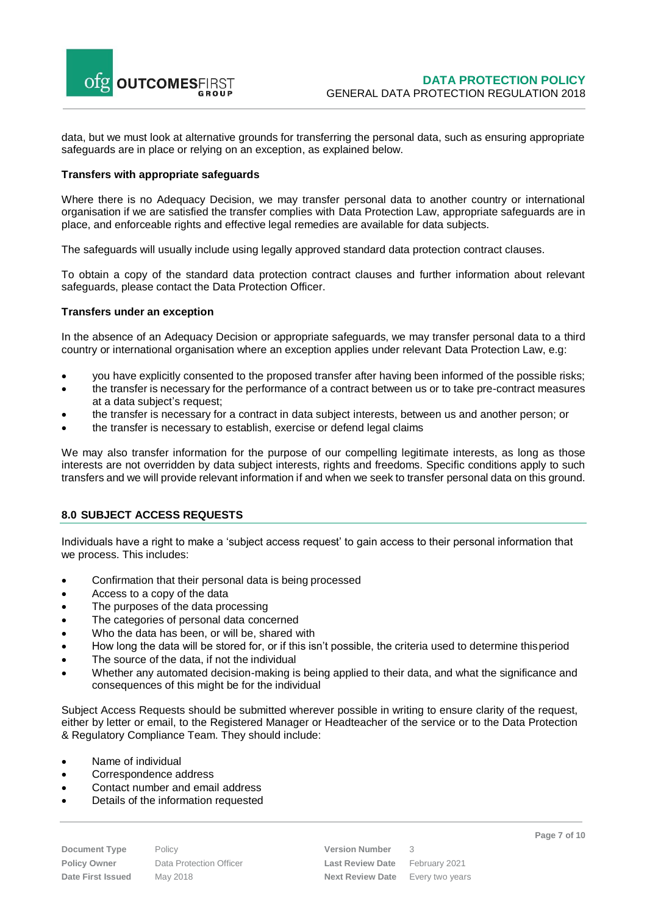data, but we must look at alternative grounds for transferring the personal data, such as ensuring appropriate safeguards are in place or relying on an exception, as explained below.

**Transfers with appropriate safeguards**

Where there is no Adequacy Decision, we may transfer personal data to another country or international organisation if we are satisfied the transfer complies with Data Protection Law, appropriate safeguards are in place, and enforceable rights and effective legal remedies are available for data subjects.

The safeguards will usually include using legally approved standard data protection contract clauses.

To obtain a copy of the standard data protection contract clauses and further information about relevant safeguards, please contact the Data Protection Officer.

**Transfers under an exception**

In the absence of an Adequacy Decision or appropriate safeguards, we may transfer personal data to a third country or international organisation where an exception applies under relevant Data Protection Law, e.g:

- you have explicitly consented to the proposed transfer after having been informed of the possible risks;
- the transfer is necessary for the performance of a contract between us or to take pre-contract measures at a data subject's request;
- the transfer is necessary for a contract in data subject interests, between us and another person; or
- the transfer is necessary to establish, exercise or defend legal claims

We may also transfer information for the purpose of our compelling legitimate interests, as long as those interests are not overridden by data subject interests, rights and freedoms. Specific conditions apply to such transfers and we will provide relevant information if and when we seek to transfer personal data on this ground.

## 8.0 SUBJECT ACCESS REQUESTS

Individuals have a right to make a 'subject access request' to gain access to their personal information that we process. This includes:

- Confirmation that their personal data is being processed
- Access to a copy of the data
- The purposes of the data processing
- The categories of personal data concerned
- Who the data has been, or will be, shared with
- How long the data will be stored for, or if this isn't possible, the criteria used to determine this period
- The source of the data, if not the individual
- Whether any automated decision-making is being applied to their data, and what the significance and consequences of this might be for the individual

Subject Access Requests should be submitted wherever possible in writing to ensure clarity of the request, either by letter or email, to the Registered Manager or Headteacher of the service or to the Data Protection & Regulatory Compliance Team. They should include:

- Name of individual
- Correspondence address
- Contact number and email address
- Details of the information requested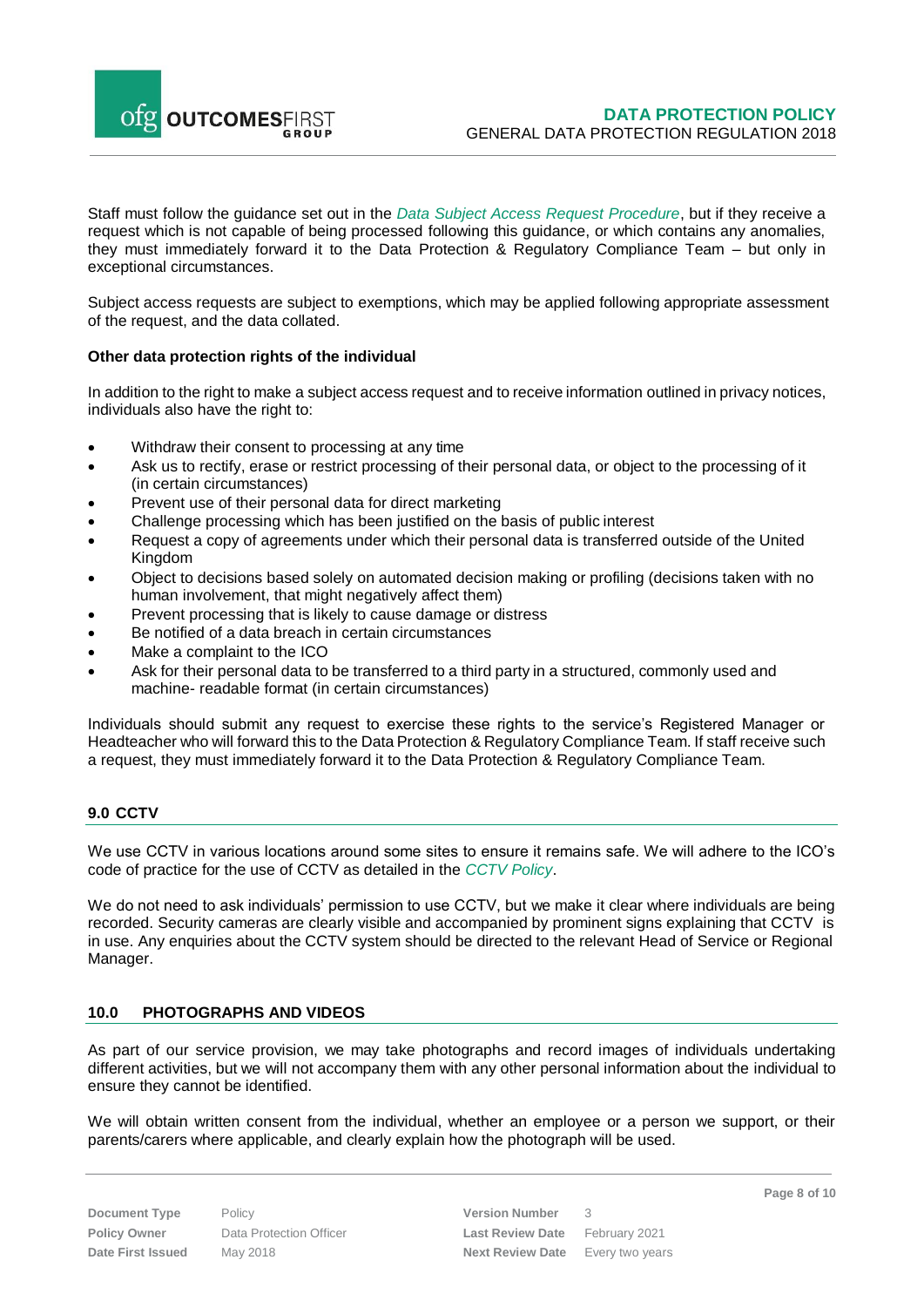Staff must follow the guidance set out in the *Data Subject Access Request Procedure*, but if they receive a request which is not capable of being processed following this guidance, or which contains any anomalies, they must immediately forward it to the Data Protection & Regulatory Compliance Team – but only in exceptional circumstances.

Subject access requests are subject to exemptions, which may be applied following appropriate assessment of the request, and the data collated.

**Other data protection rights of the individual**

In addition to the right to make a subject access request and to receive information outlined in privacy notices, individuals also have the right to:

- Withdraw their consent to processing at any time
- Ask us to rectify, erase or restrict processing of their personal data, or object to the processing of it (in certain circumstances)
- Prevent use of their personal data for direct marketing
- Challenge processing which has been justified on the basis of public interest
- Request a copy of agreements under which their personal data is transferred outside of the United Kingdom
- Object to decisions based solely on automated decision making or profiling (decisions taken with no human involvement, that might negatively affect them)
- Prevent processing that is likely to cause damage or distress
- Be notified of a data breach in certain circumstances
- Make a complaint to the ICO
- Ask for their personal data to be transferred to a third party in a structured, commonly used and machine- readable format (in certain circumstances)

Individuals should submit any request to exercise these rights to the service's Registered Manager or Headteacher who will forward this to the Data Protection & Regulatory Compliance Team. If staff receive such a request, they must immediately forward it to the Data Protection & Regulatory Compliance Team.

## 9.0 CCTV

We use CCTV in various locations around some sites to ensure it remains safe. We will adhere to the ICO's code of practice for the use of CCTV as detailed in the *CCTV Policy*.

We do not need to ask individuals' permission to use CCTV, but we make it clear where individuals are being recorded. Security cameras are clearly visible and accompanied by prominent signs explaining that CCTV is in use. Any enquiries about the CCTV system should be directed to the relevant Head of Service or Regional Manager.

## 10.0 PHOTOGRAPHS AND VIDEOS

As part of our service provision, we may take photographs and record images of individuals undertaking different activities, but we will not accompany them with any other personal information about the individual to ensure they cannot be identified.

We will obtain written consent from the individual, whether an employee or a person we support, or their parents/carers where applicable, and clearly explain how the photograph will be used.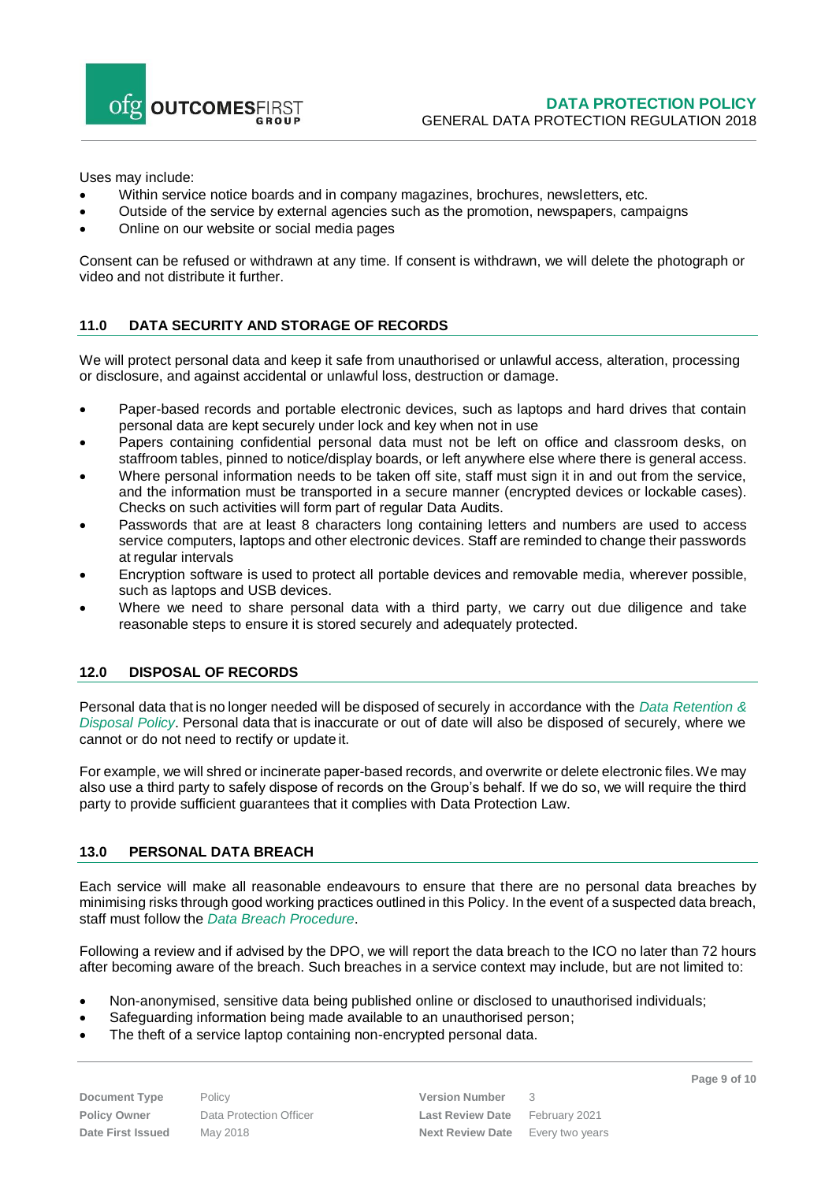Uses may include:

- Within service notice boards and in company magazines, brochures, newsletters, etc.
- Outside of the service by external agencies such as the promotion, newspapers, campaigns
- Online on our website or social media pages

Consent can be refused or withdrawn at any time. If consent is withdrawn, we will delete the photograph or video and not distribute it further.

## 11.0 DATA SECURITY AND STORAGE OF RECORDS

We will protect personal data and keep it safe from unauthorised or unlawful access, alteration, processing or disclosure, and against accidental or unlawful loss, destruction or damage.

- Paper-based records and portable electronic devices, such as laptops and hard drives that contain personal data are kept securely under lock and key when not in use
- Papers containing confidential personal data must not be left on office and classroom desks, on staffroom tables, pinned to notice/display boards, or left anywhere else where there is general access.
- Where personal information needs to be taken off site, staff must sign it in and out from the service, and the information must be transported in a secure manner (encrypted devices or lockable cases). Checks on such activities will form part of regular Data Audits.
- Passwords that are at least 8 characters long containing letters and numbers are used to access service computers, laptops and other electronic devices. Staff are reminded to change their passwords at regular intervals
- Encryption software is used to protect all portable devices and removable media, wherever possible, such as laptops and USB devices.
- Where we need to share personal data with a third party, we carry out due diligence and take reasonable steps to ensure it is stored securely and adequately protected.

## 12.0 DISPOSAL OF RECORDS

Personal data that is no longer needed will be disposed of securely in accordance with the *Data Retention & Disposal Policy*. Personal data that is inaccurate or out of date will also be disposed of securely, where we cannot or do not need to rectify or update it.

For example, we will shred or incinerate paper-based records, and overwrite or delete electronic files. We may also use a third party to safely dispose of records on the Group's behalf. If we do so, we will require the third party to provide sufficient guarantees that it complies with Data Protection Law.

## 13.0 PERSONAL DATA BREACH

Each service will make all reasonable endeavours to ensure that there are no personal data breaches by minimising risks through good working practices outlined in this Policy. In the event of a suspected data breach, staff must follow the *Data Breach Procedure*.

Following a review and if advised by the DPO, we will report the data breach to the ICO no later than 72 hours after becoming aware of the breach. Such breaches in a service context may include, but are not limited to:

- Non-anonymised, sensitive data being published online or disclosed to unauthorised individuals;
- Safeguarding information being made available to an unauthorised person;
- The theft of a service laptop containing non-encrypted personal data.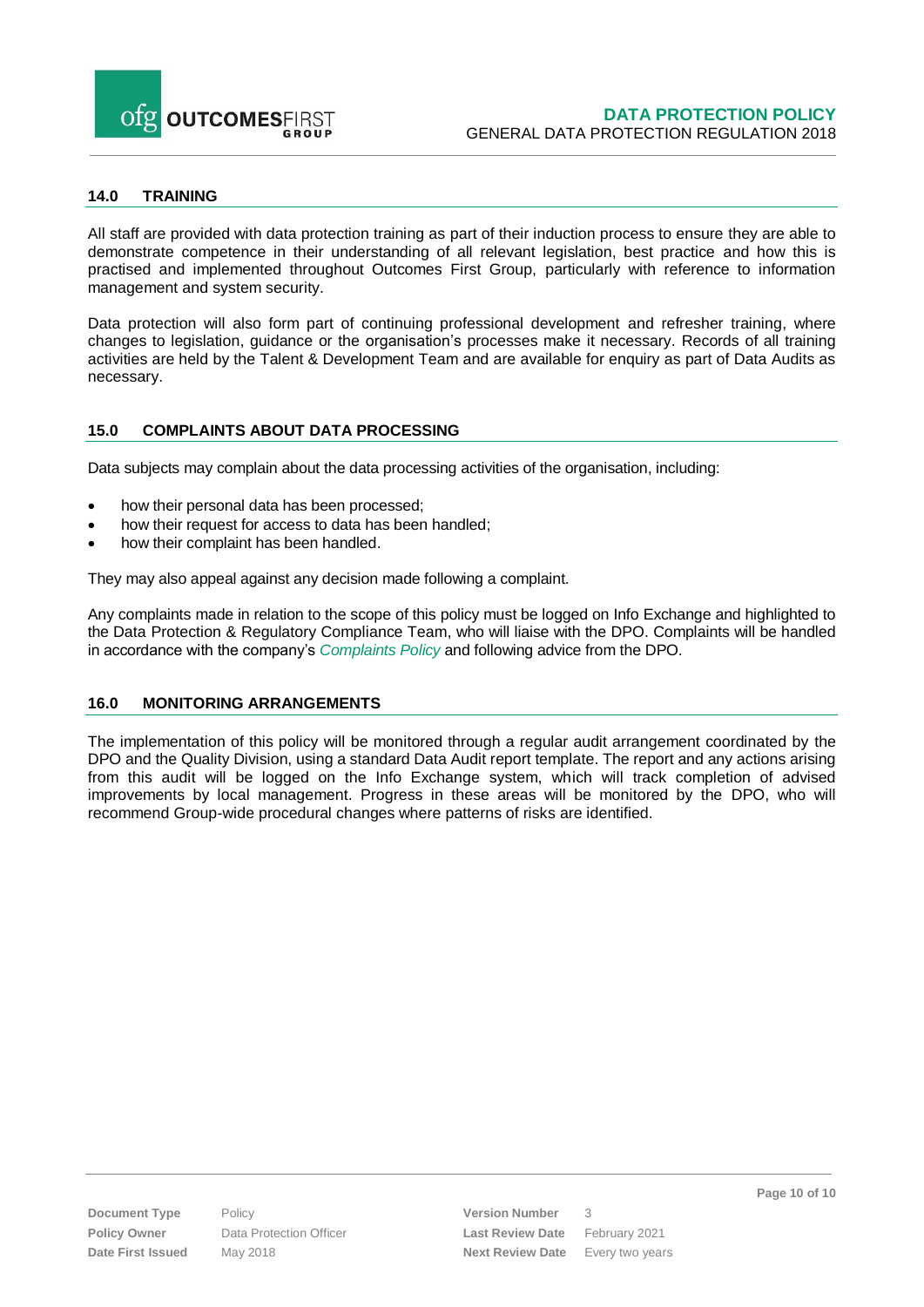## 14.0 TRAINING

All staff are provided with data protection training as part of their induction process to ensure they are able to demonstrate competence in their understanding of all relevant legislation, best practice and how this is practised and implemented throughout Outcomes First Group, particularly with reference to information management and system security.

Data protection will also form part of continuing professional development and refresher training, where changes to legislation, guidance or the organisation's processes make it necessary. Records of all training activities are held by the Talent & Development Team and are available for enquiry as part of Data Audits as necessary.

## 15.0 COMPLAINTS ABOUT DATA PROCESSING

Data subjects may complain about the data processing activities of the organisation, including:

- how their personal data has been processed;
- how their request for access to data has been handled;
- how their complaint has been handled.

They may also appeal against any decision made following a complaint.

Any complaints made in relation to the scope of this policy must be logged on Info Exchange and highlighted to the Data Protection & Regulatory Compliance Team, who will liaise with the DPO. Complaints will be handled in accordance with the company's *Complaints Policy* and following advice from the DPO.

## 16.0 MONITORING ARRANGEMENTS

The implementation of this policy will be monitored through a regular audit arrangement coordinated by the DPO and the Quality Division, using a standard Data Audit report template. The report and any actions arising from this audit will be logged on the Info Exchange system, which will track completion of advised improvements by local management. Progress in these areas will be monitored by the DPO, who will recommend Group-wide procedural changes where patterns of risks are identified.